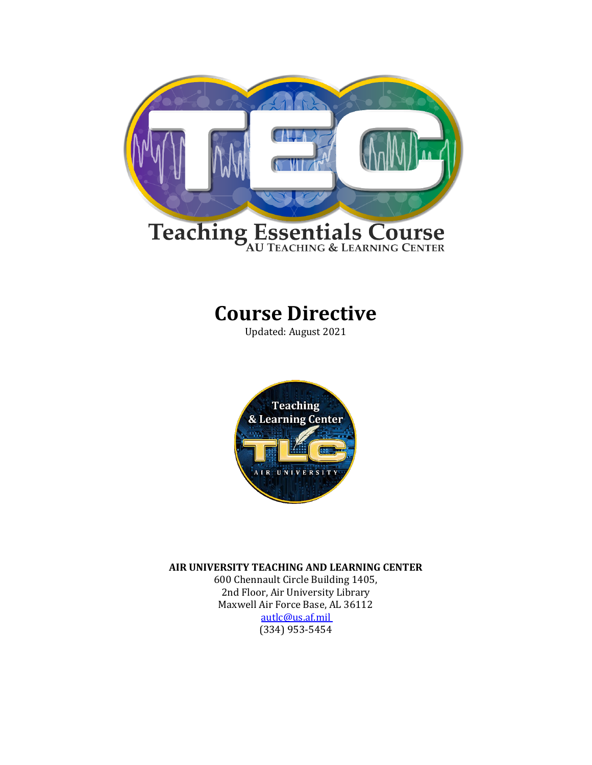# Teaching Essentials Course

AU Teaching & Learning Center

# Course Directive

Updated: August 2021

**AIR UNIVERSITY TEACHING AND LEARNING CENTER**

600 Chennault Circle Building 1405,
2nd Floor, Air University Library
Maxwell Air Force Base, AL 36112
autlc@us.af.mil
(334) 953-5454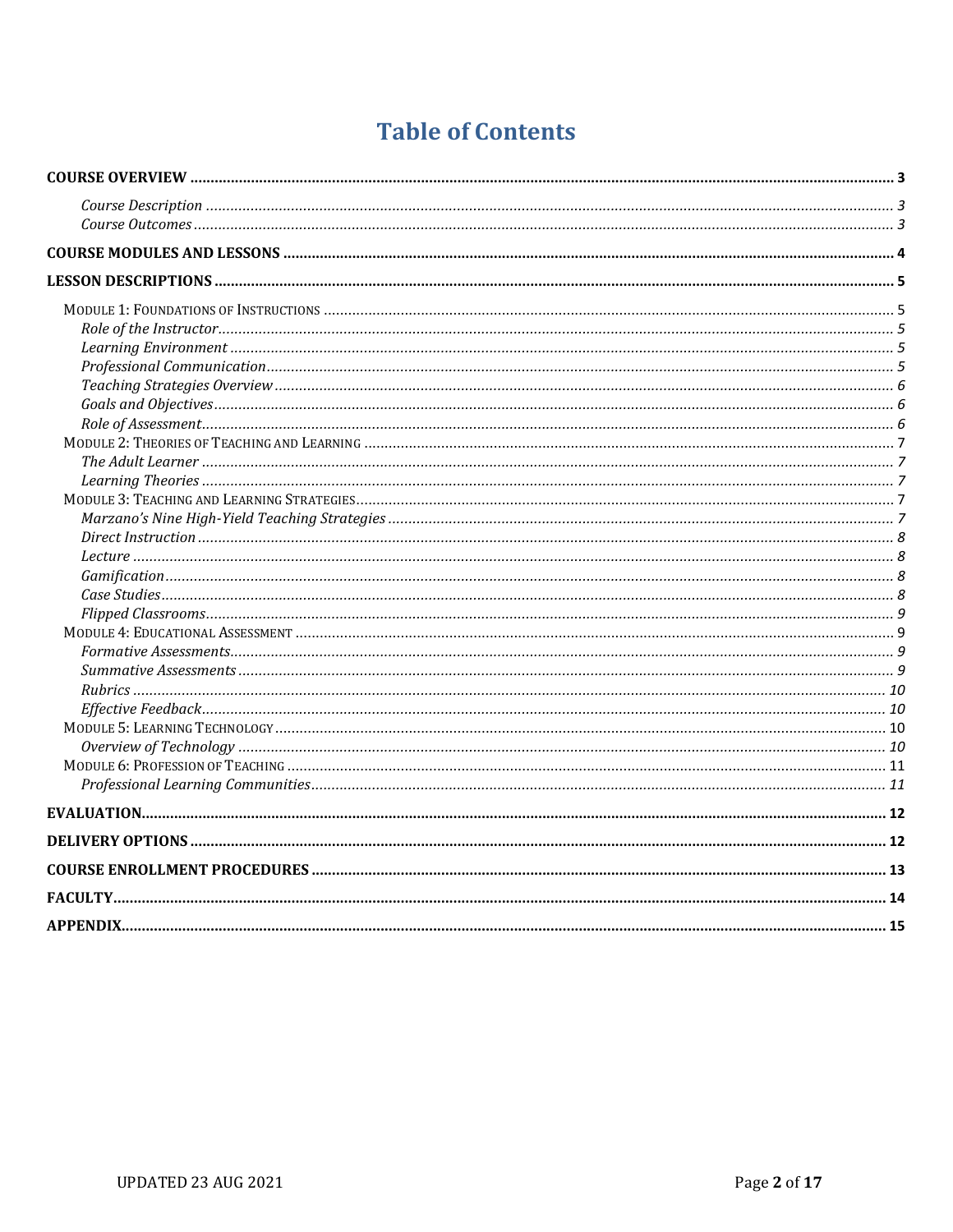# Table of Contents

**COURSE OVERVIEW** ... 3

- *Course Description* ... 3
- *Course Outcomes* ... 3

**COURSE MODULES AND LESSONS** ... 4

**LESSON DESCRIPTIONS** ... 5

- MODULE 1: FOUNDATIONS OF INSTRUCTIONS ... 5
  - *Role of the Instructor* ... 5
  - *Learning Environment* ... 5
  - *Professional Communication* ... 5
  - *Teaching Strategies Overview* ... 6
  - *Goals and Objectives* ... 6
  - *Role of Assessment* ... 6
- MODULE 2: THEORIES OF TEACHING AND LEARNING ... 7
  - *The Adult Learner* ... 7
  - *Learning Theories* ... 7
- MODULE 3: TEACHING AND LEARNING STRATEGIES ... 7
  - *Marzano's Nine High-Yield Teaching Strategies* ... 7
  - *Direct Instruction* ... 8
  - *Lecture* ... 8
  - *Gamification* ... 8
  - *Case Studies* ... 8
  - *Flipped Classrooms* ... 9
- MODULE 4: EDUCATIONAL ASSESSMENT ... 9
  - *Formative Assessments* ... 9
  - *Summative Assessments* ... 9
  - *Rubrics* ... 10
  - *Effective Feedback* ... 10
- MODULE 5: LEARNING TECHNOLOGY ... 10
  - *Overview of Technology* ... 10
- MODULE 6: PROFESSION OF TEACHING ... 11
  - *Professional Learning Communities* ... 11

**EVALUATION** ... 12

**DELIVERY OPTIONS** ... 12

**COURSE ENROLLMENT PROCEDURES** ... 13

**FACULTY** ... 14

**APPENDIX** ... 15

UPDATED 23 AUG 2021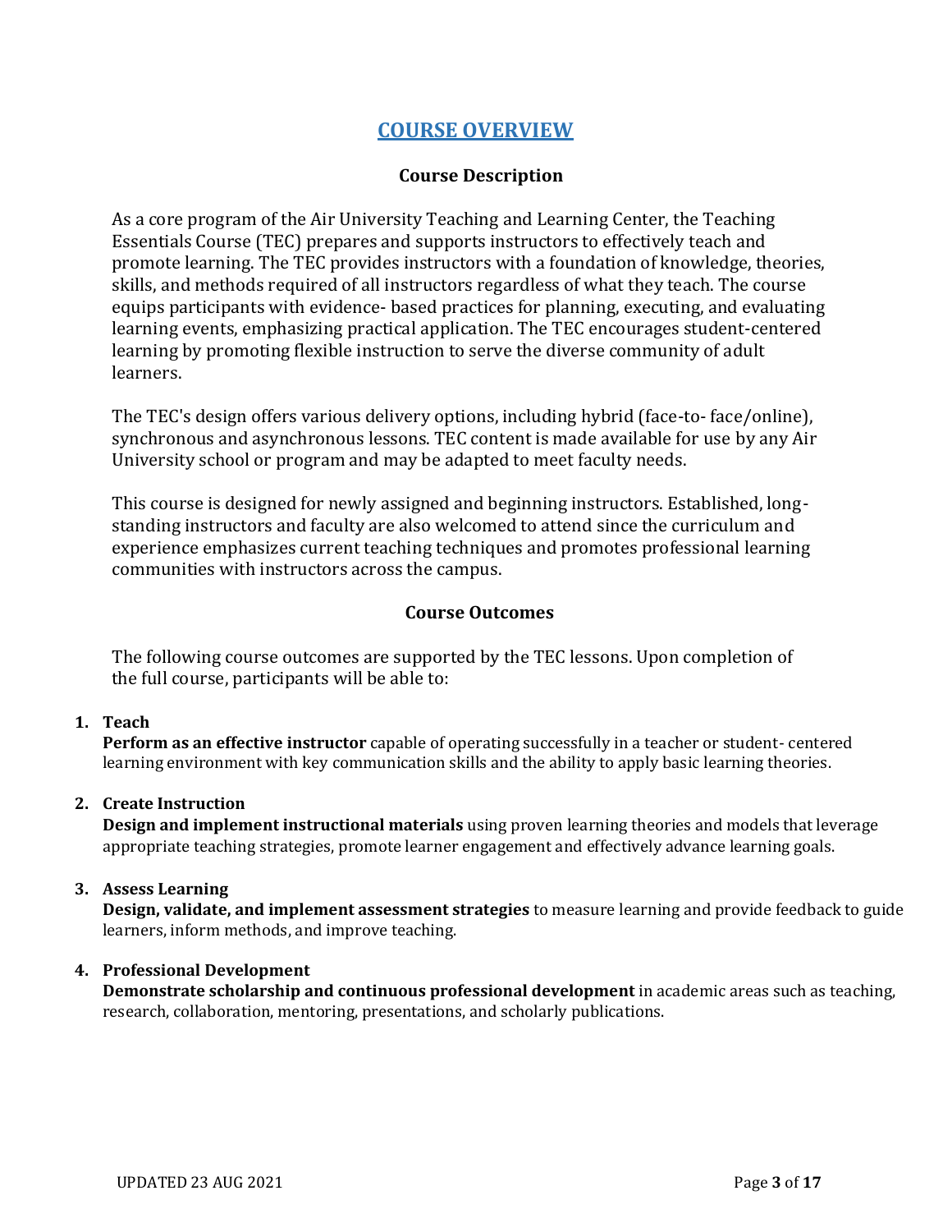# COURSE OVERVIEW

## Course Description

As a core program of the Air University Teaching and Learning Center, the Teaching Essentials Course (TEC) prepares and supports instructors to effectively teach and promote learning. The TEC provides instructors with a foundation of knowledge, theories, skills, and methods required of all instructors regardless of what they teach. The course equips participants with evidence- based practices for planning, executing, and evaluating learning events, emphasizing practical application. The TEC encourages student-centered learning by promoting flexible instruction to serve the diverse community of adult learners.

The TEC's design offers various delivery options, including hybrid (face-to- face/online), synchronous and asynchronous lessons. TEC content is made available for use by any Air University school or program and may be adapted to meet faculty needs.

This course is designed for newly assigned and beginning instructors. Established, long-standing instructors and faculty are also welcomed to attend since the curriculum and experience emphasizes current teaching techniques and promotes professional learning communities with instructors across the campus.

## Course Outcomes

The following course outcomes are supported by the TEC lessons. Upon completion of the full course, participants will be able to:

1. **Teach**
   **Perform as an effective instructor** capable of operating successfully in a teacher or student- centered learning environment with key communication skills and the ability to apply basic learning theories.

2. **Create Instruction**
   **Design and implement instructional materials** using proven learning theories and models that leverage appropriate teaching strategies, promote learner engagement and effectively advance learning goals.

3. **Assess Learning**
   **Design, validate, and implement assessment strategies** to measure learning and provide feedback to guide learners, inform methods, and improve teaching.

4. **Professional Development**
   **Demonstrate scholarship and continuous professional development** in academic areas such as teaching, research, collaboration, mentoring, presentations, and scholarly publications.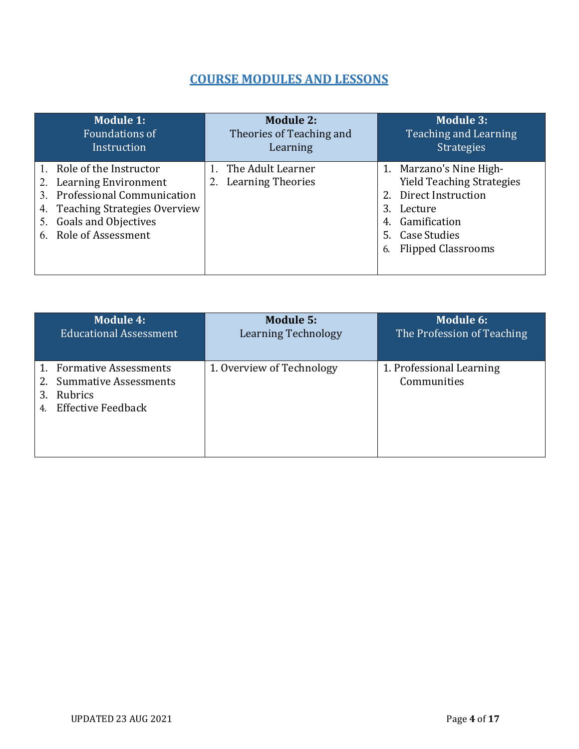## COURSE MODULES AND LESSONS

| **Module 1:** Foundations of Instruction | **Module 2:** Theories of Teaching and Learning | **Module 3:** Teaching and Learning Strategies |
|---|---|---|
| 1. Role of the Instructor<br>2. Learning Environment<br>3. Professional Communication<br>4. Teaching Strategies Overview<br>5. Goals and Objectives<br>6. Role of Assessment | 1. The Adult Learner<br>2. Learning Theories | 1. Marzano's Nine High-Yield Teaching Strategies<br>2. Direct Instruction<br>3. Lecture<br>4. Gamification<br>5. Case Studies<br>6. Flipped Classrooms |

| **Module 4:** Educational Assessment | **Module 5:** Learning Technology | **Module 6:** The Profession of Teaching |
|---|---|---|
| 1. Formative Assessments<br>2. Summative Assessments<br>3. Rubrics<br>4. Effective Feedback | 1. Overview of Technology | 1. Professional Learning Communities |

UPDATED 23 AUG 2021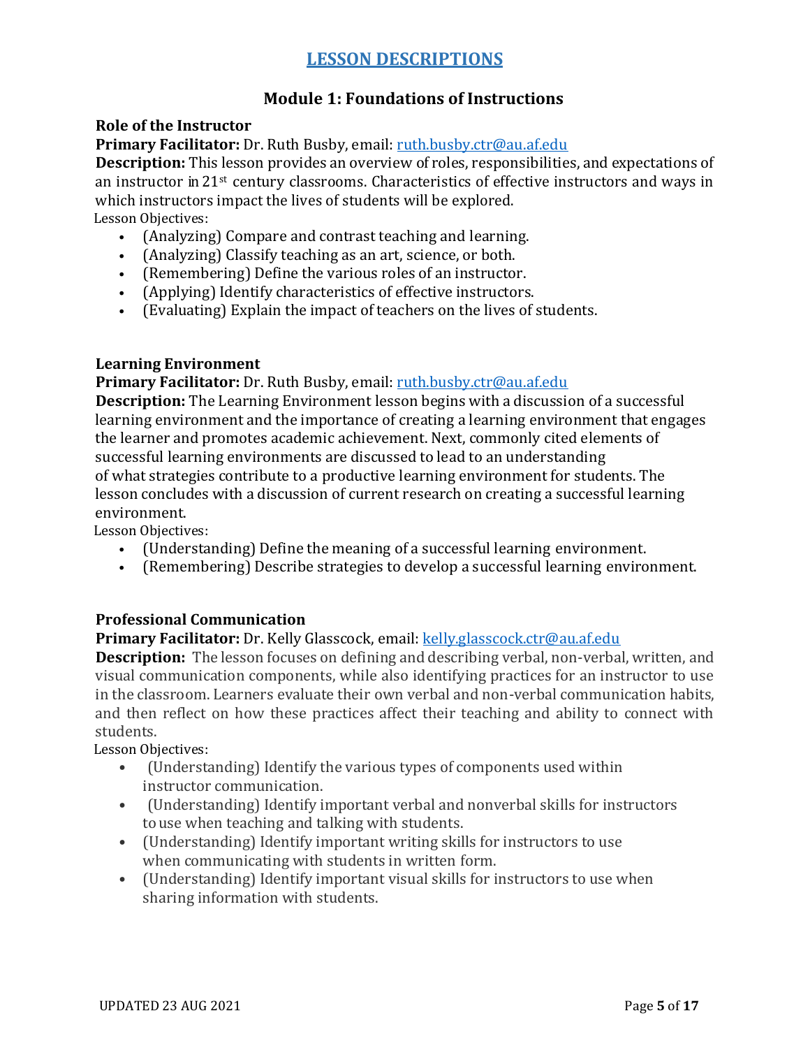# LESSON DESCRIPTIONS

## Module 1: Foundations of Instructions

### Role of the Instructor

**Primary Facilitator:** Dr. Ruth Busby, email: ruth.busby.ctr@au.af.edu

**Description:** This lesson provides an overview of roles, responsibilities, and expectations of an instructor in 21st century classrooms. Characteristics of effective instructors and ways in which instructors impact the lives of students will be explored.

Lesson Objectives:

- (Analyzing) Compare and contrast teaching and learning.
- (Analyzing) Classify teaching as an art, science, or both.
- (Remembering) Define the various roles of an instructor.
- (Applying) Identify characteristics of effective instructors.
- (Evaluating) Explain the impact of teachers on the lives of students.

### Learning Environment

**Primary Facilitator:** Dr. Ruth Busby, email: ruth.busby.ctr@au.af.edu

**Description:** The Learning Environment lesson begins with a discussion of a successful learning environment and the importance of creating a learning environment that engages the learner and promotes academic achievement. Next, commonly cited elements of successful learning environments are discussed to lead to an understanding of what strategies contribute to a productive learning environment for students. The lesson concludes with a discussion of current research on creating a successful learning environment.

Lesson Objectives:

- (Understanding) Define the meaning of a successful learning environment.
- (Remembering) Describe strategies to develop a successful learning environment.

### Professional Communication

**Primary Facilitator:** Dr. Kelly Glasscock, email: kelly.glasscock.ctr@au.af.edu

**Description:** The lesson focuses on defining and describing verbal, non-verbal, written, and visual communication components, while also identifying practices for an instructor to use in the classroom. Learners evaluate their own verbal and non-verbal communication habits, and then reflect on how these practices affect their teaching and ability to connect with students.

Lesson Objectives:

- (Understanding) Identify the various types of components used within instructor communication.
- (Understanding) Identify important verbal and nonverbal skills for instructors to use when teaching and talking with students.
- (Understanding) Identify important writing skills for instructors to use when communicating with students in written form.
- (Understanding) Identify important visual skills for instructors to use when sharing information with students.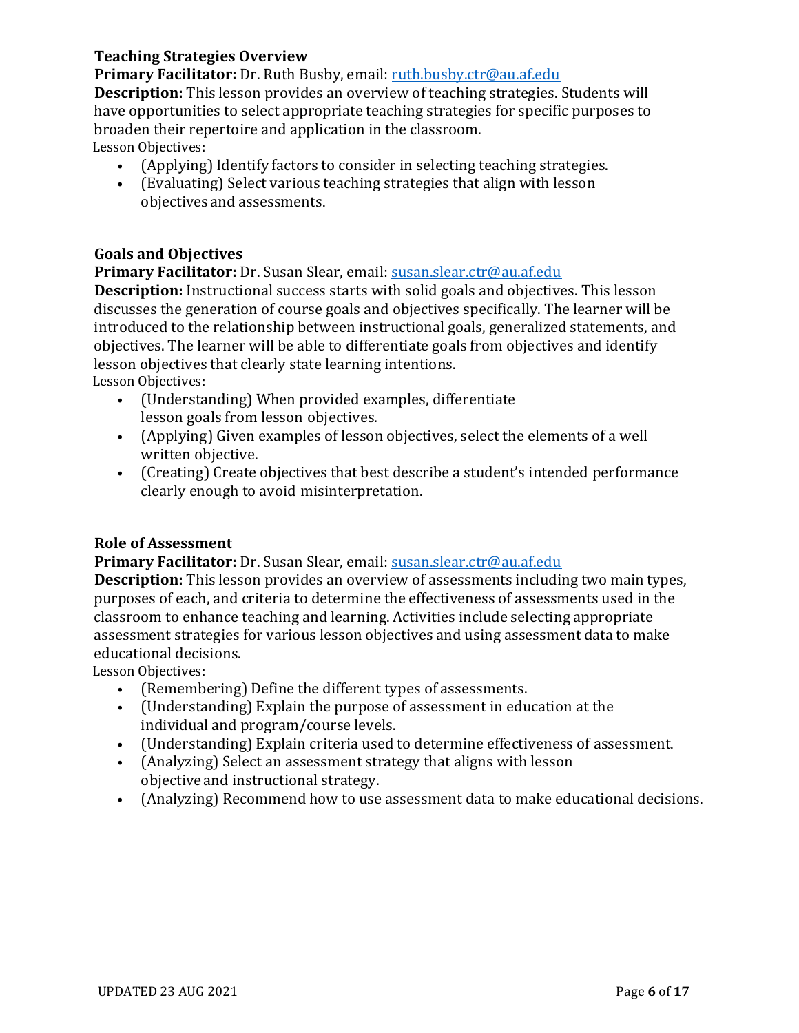### Teaching Strategies Overview

**Primary Facilitator:** Dr. Ruth Busby, email: [ruth.busby.ctr@au.af.edu](mailto:ruth.busby.ctr@au.af.edu)

**Description:** This lesson provides an overview of teaching strategies. Students will have opportunities to select appropriate teaching strategies for specific purposes to broaden their repertoire and application in the classroom.

Lesson Objectives:

- (Applying) Identify factors to consider in selecting teaching strategies.
- (Evaluating) Select various teaching strategies that align with lesson objectives and assessments.

### Goals and Objectives

**Primary Facilitator:** Dr. Susan Slear, email: [susan.slear.ctr@au.af.edu](mailto:susan.slear.ctr@au.af.edu)

**Description:** Instructional success starts with solid goals and objectives. This lesson discusses the generation of course goals and objectives specifically. The learner will be introduced to the relationship between instructional goals, generalized statements, and objectives. The learner will be able to differentiate goals from objectives and identify lesson objectives that clearly state learning intentions.

Lesson Objectives:

- (Understanding) When provided examples, differentiate lesson goals from lesson objectives.
- (Applying) Given examples of lesson objectives, select the elements of a well written objective.
- (Creating) Create objectives that best describe a student's intended performance clearly enough to avoid misinterpretation.

### Role of Assessment

**Primary Facilitator:** Dr. Susan Slear, email: [susan.slear.ctr@au.af.edu](mailto:susan.slear.ctr@au.af.edu)

**Description:** This lesson provides an overview of assessments including two main types, purposes of each, and criteria to determine the effectiveness of assessments used in the classroom to enhance teaching and learning. Activities include selecting appropriate assessment strategies for various lesson objectives and using assessment data to make educational decisions.

Lesson Objectives:

- (Remembering) Define the different types of assessments.
- (Understanding) Explain the purpose of assessment in education at the individual and program/course levels.
- (Understanding) Explain criteria used to determine effectiveness of assessment.
- (Analyzing) Select an assessment strategy that aligns with lesson objective and instructional strategy.
- (Analyzing) Recommend how to use assessment data to make educational decisions.

UPDATED 23 AUG 2021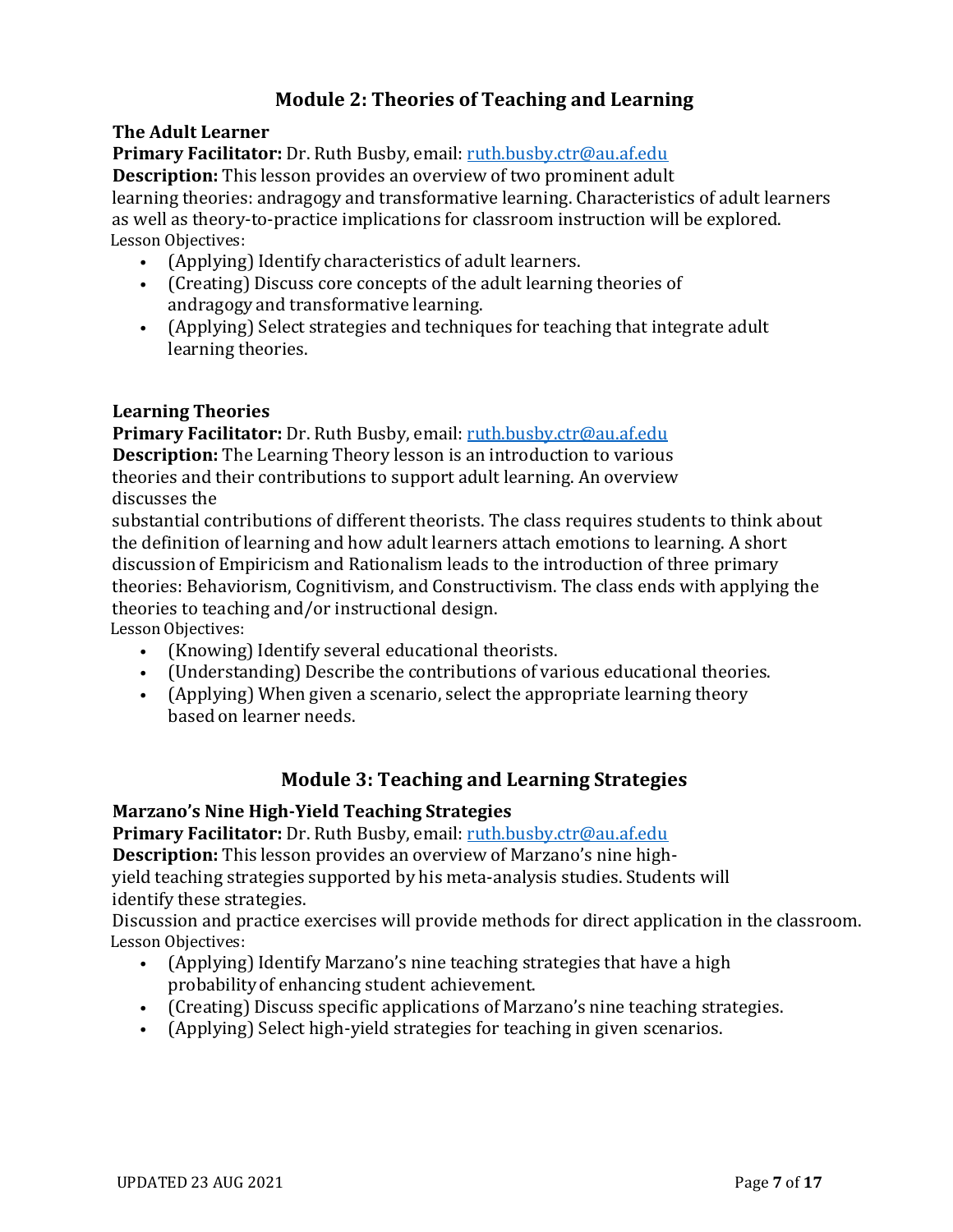## Module 2: Theories of Teaching and Learning

### The Adult Learner

**Primary Facilitator:** Dr. Ruth Busby, email: [ruth.busby.ctr@au.af.edu](mailto:ruth.busby.ctr@au.af.edu)

**Description:** This lesson provides an overview of two prominent adult learning theories: andragogy and transformative learning. Characteristics of adult learners as well as theory-to-practice implications for classroom instruction will be explored.

Lesson Objectives:

- (Applying) Identify characteristics of adult learners.
- (Creating) Discuss core concepts of the adult learning theories of andragogy and transformative learning.
- (Applying) Select strategies and techniques for teaching that integrate adult learning theories.

### Learning Theories

**Primary Facilitator:** Dr. Ruth Busby, email: [ruth.busby.ctr@au.af.edu](mailto:ruth.busby.ctr@au.af.edu)

**Description:** The Learning Theory lesson is an introduction to various theories and their contributions to support adult learning. An overview discusses the substantial contributions of different theorists. The class requires students to think about the definition of learning and how adult learners attach emotions to learning. A short discussion of Empiricism and Rationalism leads to the introduction of three primary theories: Behaviorism, Cognitivism, and Constructivism. The class ends with applying the theories to teaching and/or instructional design.

Lesson Objectives:

- (Knowing) Identify several educational theorists.
- (Understanding) Describe the contributions of various educational theories.
- (Applying) When given a scenario, select the appropriate learning theory based on learner needs.

## Module 3: Teaching and Learning Strategies

### Marzano's Nine High-Yield Teaching Strategies

**Primary Facilitator:** Dr. Ruth Busby, email: [ruth.busby.ctr@au.af.edu](mailto:ruth.busby.ctr@au.af.edu)

**Description:** This lesson provides an overview of Marzano's nine high-yield teaching strategies supported by his meta-analysis studies. Students will identify these strategies.

Discussion and practice exercises will provide methods for direct application in the classroom.

Lesson Objectives:

- (Applying) Identify Marzano's nine teaching strategies that have a high probability of enhancing student achievement.
- (Creating) Discuss specific applications of Marzano's nine teaching strategies.
- (Applying) Select high-yield strategies for teaching in given scenarios.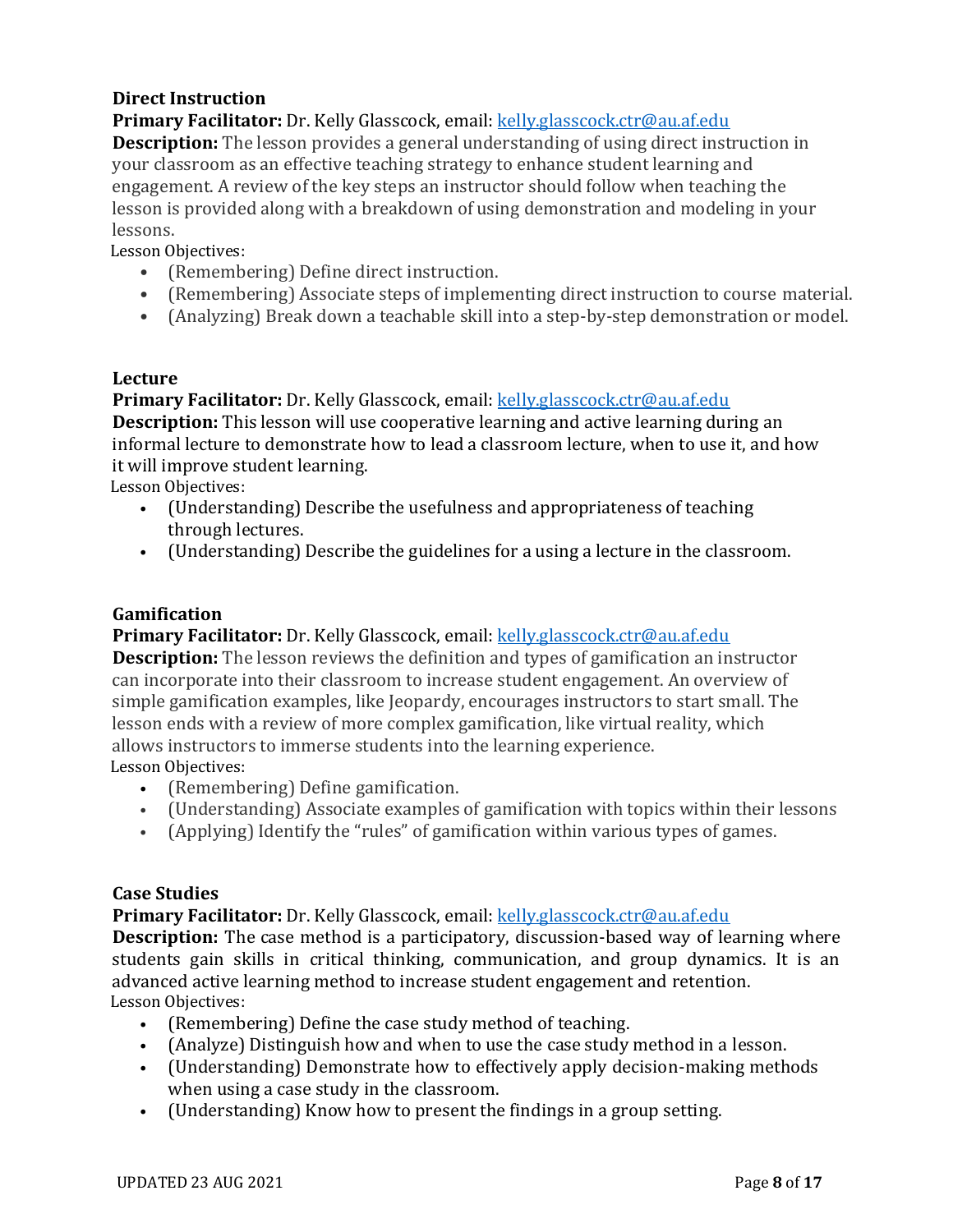### Direct Instruction

**Primary Facilitator:** Dr. Kelly Glasscock, email: kelly.glasscock.ctr@au.af.edu

**Description:** The lesson provides a general understanding of using direct instruction in your classroom as an effective teaching strategy to enhance student learning and engagement. A review of the key steps an instructor should follow when teaching the lesson is provided along with a breakdown of using demonstration and modeling in your lessons.

Lesson Objectives:

- (Remembering) Define direct instruction.
- (Remembering) Associate steps of implementing direct instruction to course material.
- (Analyzing) Break down a teachable skill into a step-by-step demonstration or model.

### Lecture

**Primary Facilitator:** Dr. Kelly Glasscock, email: kelly.glasscock.ctr@au.af.edu

**Description:** This lesson will use cooperative learning and active learning during an informal lecture to demonstrate how to lead a classroom lecture, when to use it, and how it will improve student learning.

Lesson Objectives:

- (Understanding) Describe the usefulness and appropriateness of teaching through lectures.
- (Understanding) Describe the guidelines for a using a lecture in the classroom.

### Gamification

**Primary Facilitator:** Dr. Kelly Glasscock, email: kelly.glasscock.ctr@au.af.edu

**Description:** The lesson reviews the definition and types of gamification an instructor can incorporate into their classroom to increase student engagement. An overview of simple gamification examples, like Jeopardy, encourages instructors to start small. The lesson ends with a review of more complex gamification, like virtual reality, which allows instructors to immerse students into the learning experience.

Lesson Objectives:

- (Remembering) Define gamification.
- (Understanding) Associate examples of gamification with topics within their lessons
- (Applying) Identify the "rules" of gamification within various types of games.

### Case Studies

**Primary Facilitator:** Dr. Kelly Glasscock, email: kelly.glasscock.ctr@au.af.edu

**Description:** The case method is a participatory, discussion-based way of learning where students gain skills in critical thinking, communication, and group dynamics. It is an advanced active learning method to increase student engagement and retention.

Lesson Objectives:

- (Remembering) Define the case study method of teaching.
- (Analyze) Distinguish how and when to use the case study method in a lesson.
- (Understanding) Demonstrate how to effectively apply decision-making methods when using a case study in the classroom.
- (Understanding) Know how to present the findings in a group setting.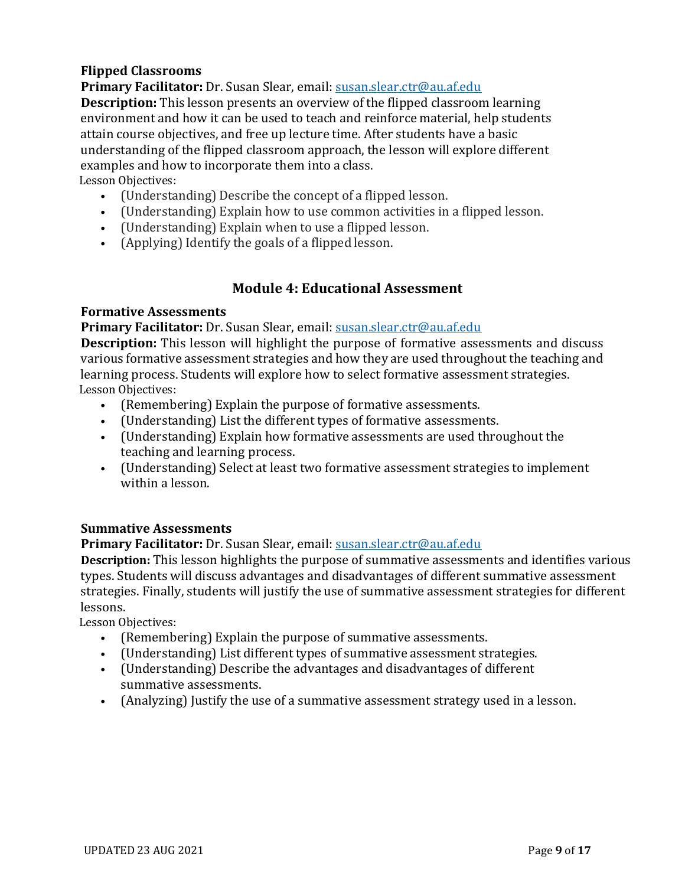**Flipped Classrooms**

**Primary Facilitator:** Dr. Susan Slear, email: susan.slear.ctr@au.af.edu

**Description:** This lesson presents an overview of the flipped classroom learning environment and how it can be used to teach and reinforce material, help students attain course objectives, and free up lecture time. After students have a basic understanding of the flipped classroom approach, the lesson will explore different examples and how to incorporate them into a class.

Lesson Objectives:

- (Understanding) Describe the concept of a flipped lesson.
- (Understanding) Explain how to use common activities in a flipped lesson.
- (Understanding) Explain when to use a flipped lesson.
- (Applying) Identify the goals of a flipped lesson.

## Module 4: Educational Assessment

**Formative Assessments**

**Primary Facilitator:** Dr. Susan Slear, email: susan.slear.ctr@au.af.edu

**Description:** This lesson will highlight the purpose of formative assessments and discuss various formative assessment strategies and how they are used throughout the teaching and learning process. Students will explore how to select formative assessment strategies.

Lesson Objectives:

- (Remembering) Explain the purpose of formative assessments.
- (Understanding) List the different types of formative assessments.
- (Understanding) Explain how formative assessments are used throughout the teaching and learning process.
- (Understanding) Select at least two formative assessment strategies to implement within a lesson.

**Summative Assessments**

**Primary Facilitator:** Dr. Susan Slear, email: susan.slear.ctr@au.af.edu

**Description:** This lesson highlights the purpose of summative assessments and identifies various types. Students will discuss advantages and disadvantages of different summative assessment strategies. Finally, students will justify the use of summative assessment strategies for different lessons.

Lesson Objectives:

- (Remembering) Explain the purpose of summative assessments.
- (Understanding) List different types of summative assessment strategies.
- (Understanding) Describe the advantages and disadvantages of different summative assessments.
- (Analyzing) Justify the use of a summative assessment strategy used in a lesson.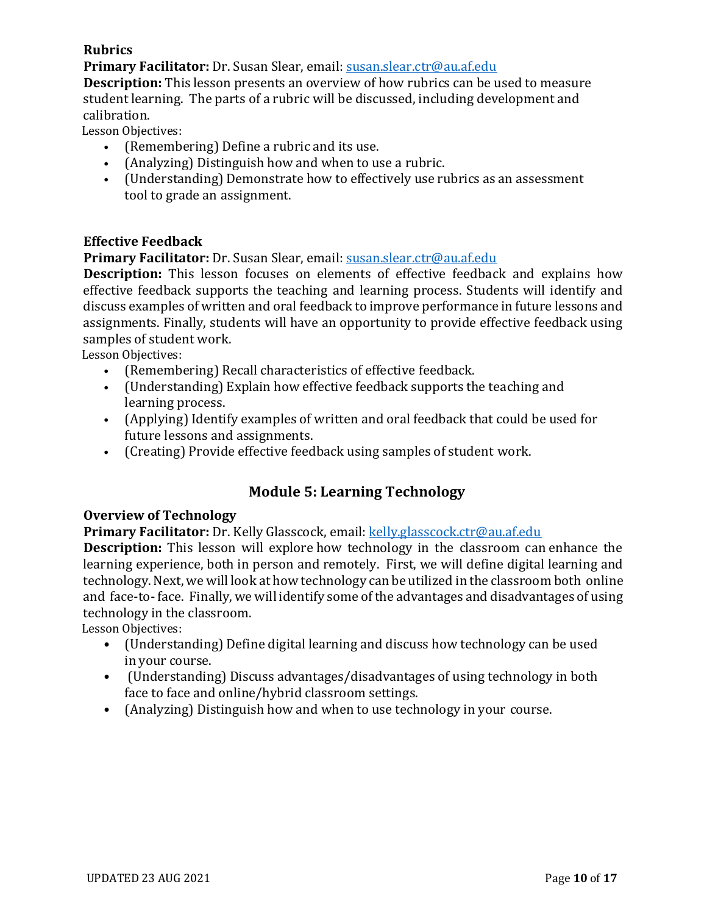### Rubrics

**Primary Facilitator:** Dr. Susan Slear, email: [susan.slear.ctr@au.af.edu](mailto:susan.slear.ctr@au.af.edu)

**Description:** This lesson presents an overview of how rubrics can be used to measure student learning. The parts of a rubric will be discussed, including development and calibration.

Lesson Objectives:

- (Remembering) Define a rubric and its use.
- (Analyzing) Distinguish how and when to use a rubric.
- (Understanding) Demonstrate how to effectively use rubrics as an assessment tool to grade an assignment.

### Effective Feedback

**Primary Facilitator:** Dr. Susan Slear, email: [susan.slear.ctr@au.af.edu](mailto:susan.slear.ctr@au.af.edu)

**Description:** This lesson focuses on elements of effective feedback and explains how effective feedback supports the teaching and learning process. Students will identify and discuss examples of written and oral feedback to improve performance in future lessons and assignments. Finally, students will have an opportunity to provide effective feedback using samples of student work.

Lesson Objectives:

- (Remembering) Recall characteristics of effective feedback.
- (Understanding) Explain how effective feedback supports the teaching and learning process.
- (Applying) Identify examples of written and oral feedback that could be used for future lessons and assignments.
- (Creating) Provide effective feedback using samples of student work.

## Module 5: Learning Technology

### Overview of Technology

**Primary Facilitator:** Dr. Kelly Glasscock, email: [kelly.glasscock.ctr@au.af.edu](mailto:kelly.glasscock.ctr@au.af.edu)

**Description:** This lesson will explore how technology in the classroom can enhance the learning experience, both in person and remotely. First, we will define digital learning and technology. Next, we will look at how technology can be utilized in the classroom both online and face-to- face. Finally, we will identify some of the advantages and disadvantages of using technology in the classroom.

Lesson Objectives:

- (Understanding) Define digital learning and discuss how technology can be used in your course.
- (Understanding) Discuss advantages/disadvantages of using technology in both face to face and online/hybrid classroom settings.
- (Analyzing) Distinguish how and when to use technology in your course.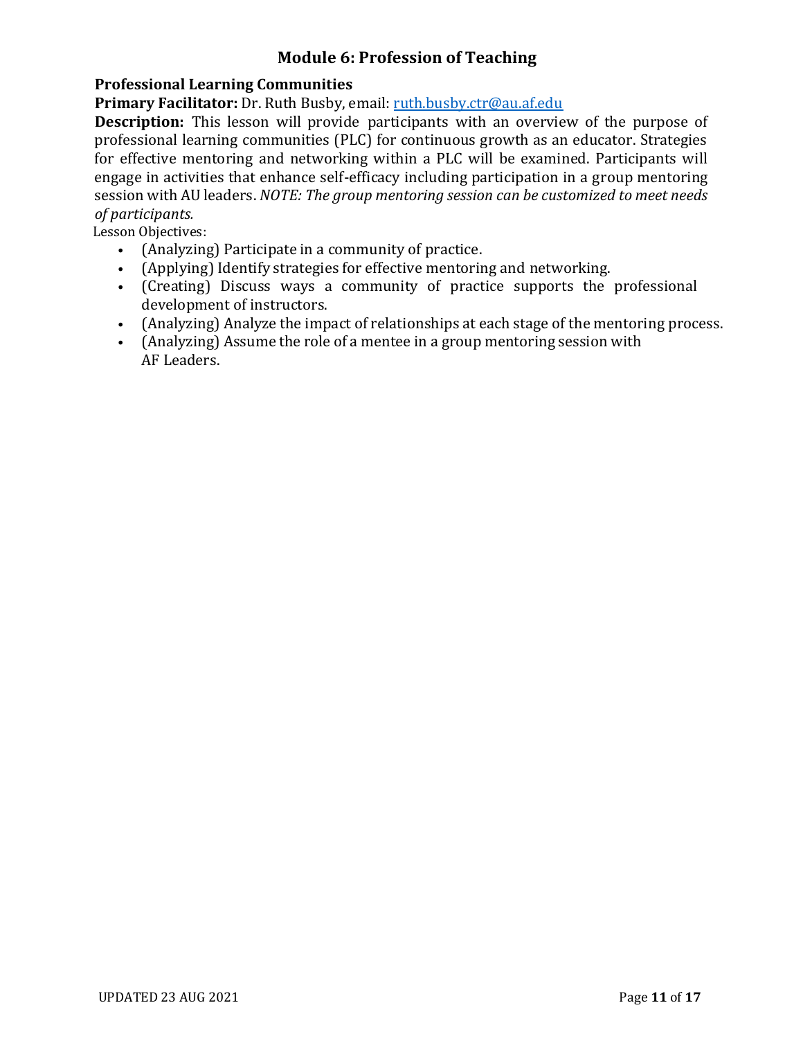## Module 6: Profession of Teaching

**Professional Learning Communities**

**Primary Facilitator:** Dr. Ruth Busby, email: ruth.busby.ctr@au.af.edu

**Description:** This lesson will provide participants with an overview of the purpose of professional learning communities (PLC) for continuous growth as an educator. Strategies for effective mentoring and networking within a PLC will be examined. Participants will engage in activities that enhance self-efficacy including participation in a group mentoring session with AU leaders. *NOTE: The group mentoring session can be customized to meet needs of participants.*

Lesson Objectives:

- (Analyzing) Participate in a community of practice.
- (Applying) Identify strategies for effective mentoring and networking.
- (Creating) Discuss ways a community of practice supports the professional development of instructors.
- (Analyzing) Analyze the impact of relationships at each stage of the mentoring process.
- (Analyzing) Assume the role of a mentee in a group mentoring session with AF Leaders.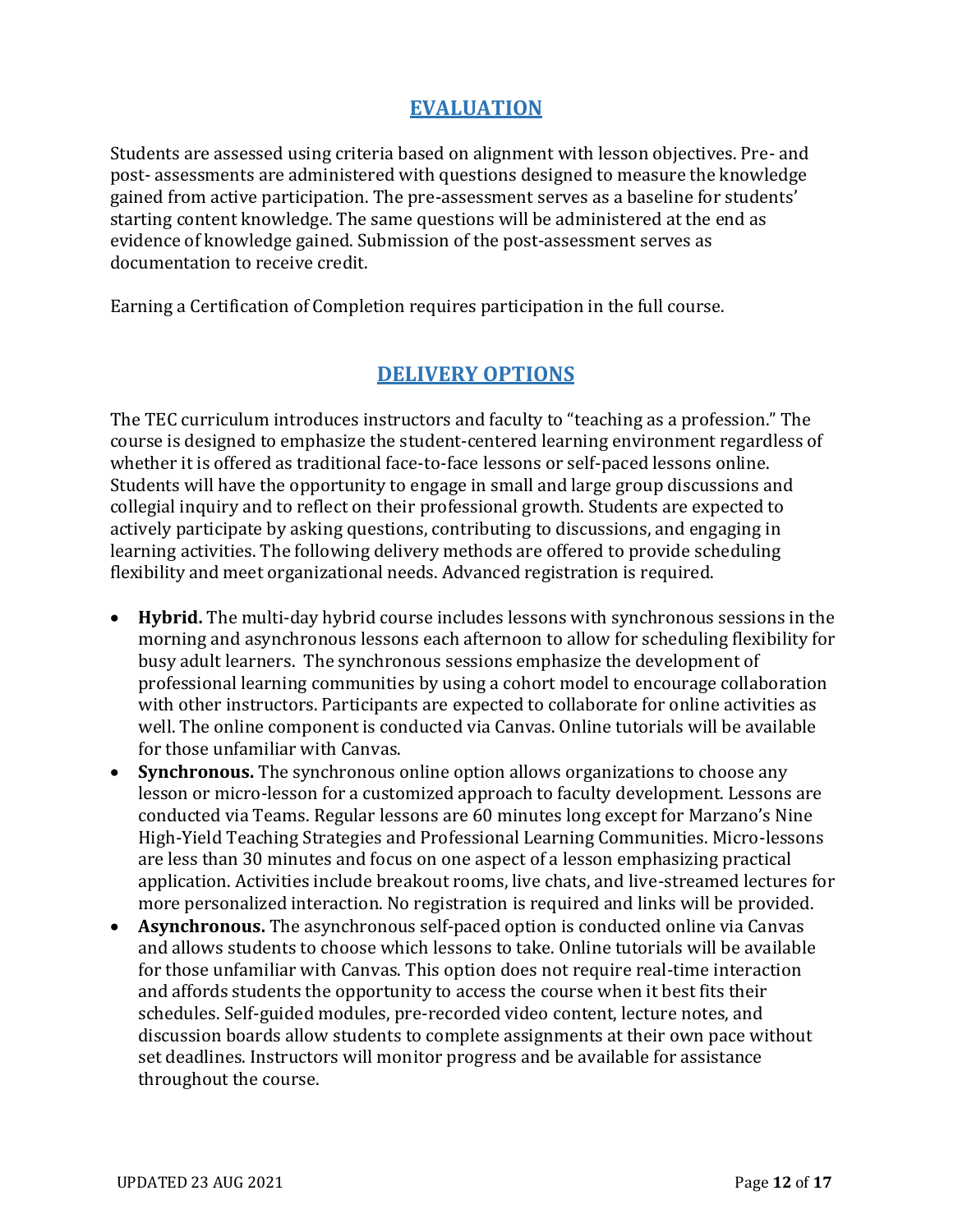## EVALUATION

Students are assessed using criteria based on alignment with lesson objectives. Pre- and post- assessments are administered with questions designed to measure the knowledge gained from active participation. The pre-assessment serves as a baseline for students' starting content knowledge. The same questions will be administered at the end as evidence of knowledge gained. Submission of the post-assessment serves as documentation to receive credit.

Earning a Certification of Completion requires participation in the full course.

## DELIVERY OPTIONS

The TEC curriculum introduces instructors and faculty to "teaching as a profession." The course is designed to emphasize the student-centered learning environment regardless of whether it is offered as traditional face-to-face lessons or self-paced lessons online. Students will have the opportunity to engage in small and large group discussions and collegial inquiry and to reflect on their professional growth. Students are expected to actively participate by asking questions, contributing to discussions, and engaging in learning activities. The following delivery methods are offered to provide scheduling flexibility and meet organizational needs. Advanced registration is required.

- **Hybrid.** The multi-day hybrid course includes lessons with synchronous sessions in the morning and asynchronous lessons each afternoon to allow for scheduling flexibility for busy adult learners. The synchronous sessions emphasize the development of professional learning communities by using a cohort model to encourage collaboration with other instructors. Participants are expected to collaborate for online activities as well. The online component is conducted via Canvas. Online tutorials will be available for those unfamiliar with Canvas.
- **Synchronous.** The synchronous online option allows organizations to choose any lesson or micro-lesson for a customized approach to faculty development. Lessons are conducted via Teams. Regular lessons are 60 minutes long except for Marzano's Nine High-Yield Teaching Strategies and Professional Learning Communities. Micro-lessons are less than 30 minutes and focus on one aspect of a lesson emphasizing practical application. Activities include breakout rooms, live chats, and live-streamed lectures for more personalized interaction. No registration is required and links will be provided.
- **Asynchronous.** The asynchronous self-paced option is conducted online via Canvas and allows students to choose which lessons to take. Online tutorials will be available for those unfamiliar with Canvas. This option does not require real-time interaction and affords students the opportunity to access the course when it best fits their schedules. Self-guided modules, pre-recorded video content, lecture notes, and discussion boards allow students to complete assignments at their own pace without set deadlines. Instructors will monitor progress and be available for assistance throughout the course.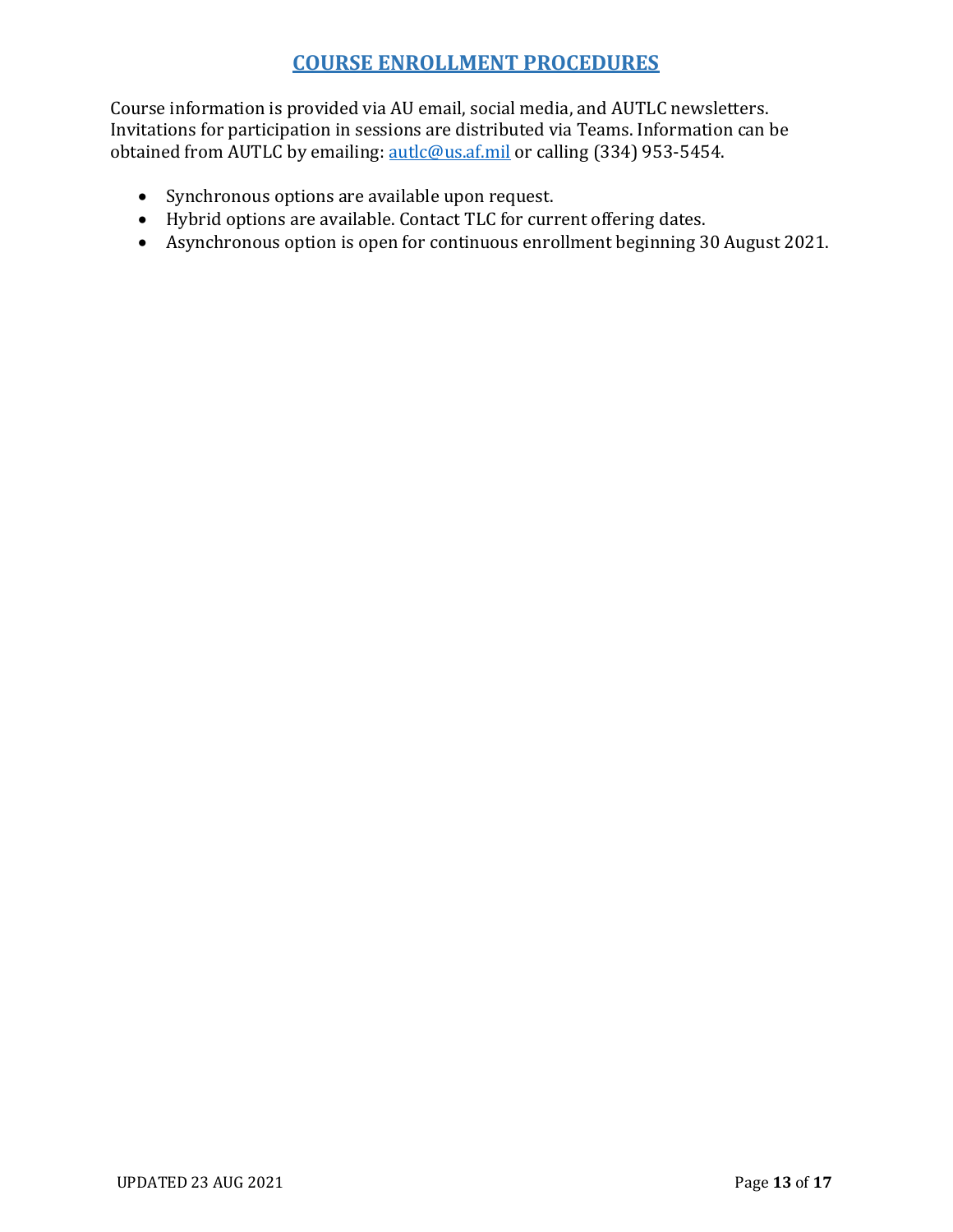## COURSE ENROLLMENT PROCEDURES

Course information is provided via AU email, social media, and AUTLC newsletters. Invitations for participation in sessions are distributed via Teams. Information can be obtained from AUTLC by emailing: autlc@us.af.mil or calling (334) 953-5454.

- Synchronous options are available upon request.
- Hybrid options are available. Contact TLC for current offering dates.
- Asynchronous option is open for continuous enrollment beginning 30 August 2021.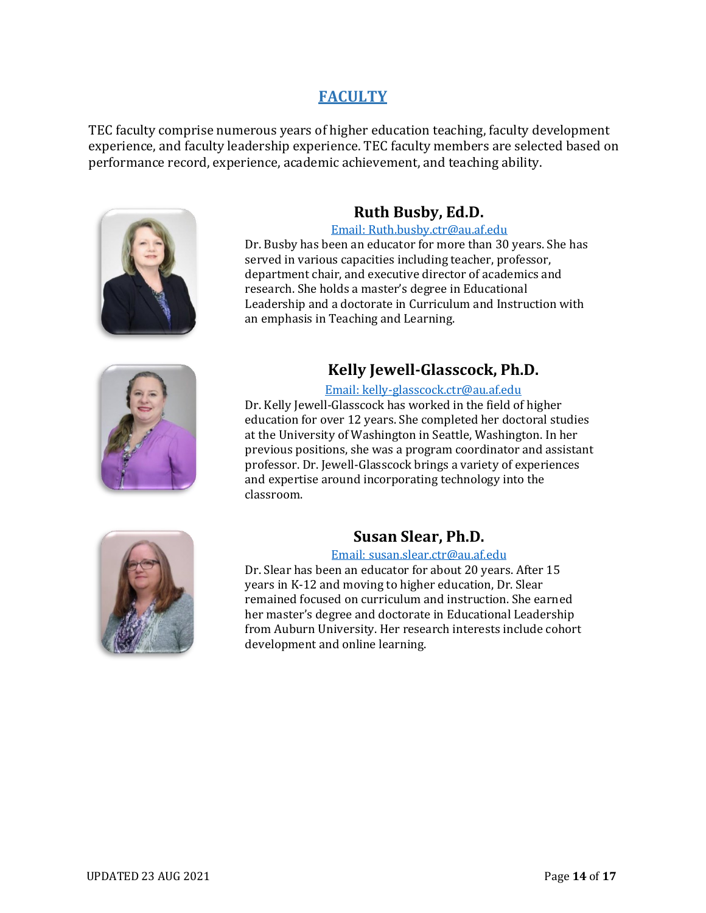# FACULTY

TEC faculty comprise numerous years of higher education teaching, faculty development experience, and faculty leadership experience. TEC faculty members are selected based on performance record, experience, academic achievement, and teaching ability.

## Ruth Busby, Ed.D.

Email: Ruth.busby.ctr@au.af.edu

Dr. Busby has been an educator for more than 30 years. She has served in various capacities including teacher, professor, department chair, and executive director of academics and research. She holds a master's degree in Educational Leadership and a doctorate in Curriculum and Instruction with an emphasis in Teaching and Learning.

## Kelly Jewell-Glasscock, Ph.D.

Email: kelly-glasscock.ctr@au.af.edu

Dr. Kelly Jewell-Glasscock has worked in the field of higher education for over 12 years. She completed her doctoral studies at the University of Washington in Seattle, Washington. In her previous positions, she was a program coordinator and assistant professor. Dr. Jewell-Glasscock brings a variety of experiences and expertise around incorporating technology into the classroom.

## Susan Slear, Ph.D.

Email: susan.slear.ctr@au.af.edu

Dr. Slear has been an educator for about 20 years. After 15 years in K-12 and moving to higher education, Dr. Slear remained focused on curriculum and instruction. She earned her master's degree and doctorate in Educational Leadership from Auburn University. Her research interests include cohort development and online learning.

UPDATED 23 AUG 2021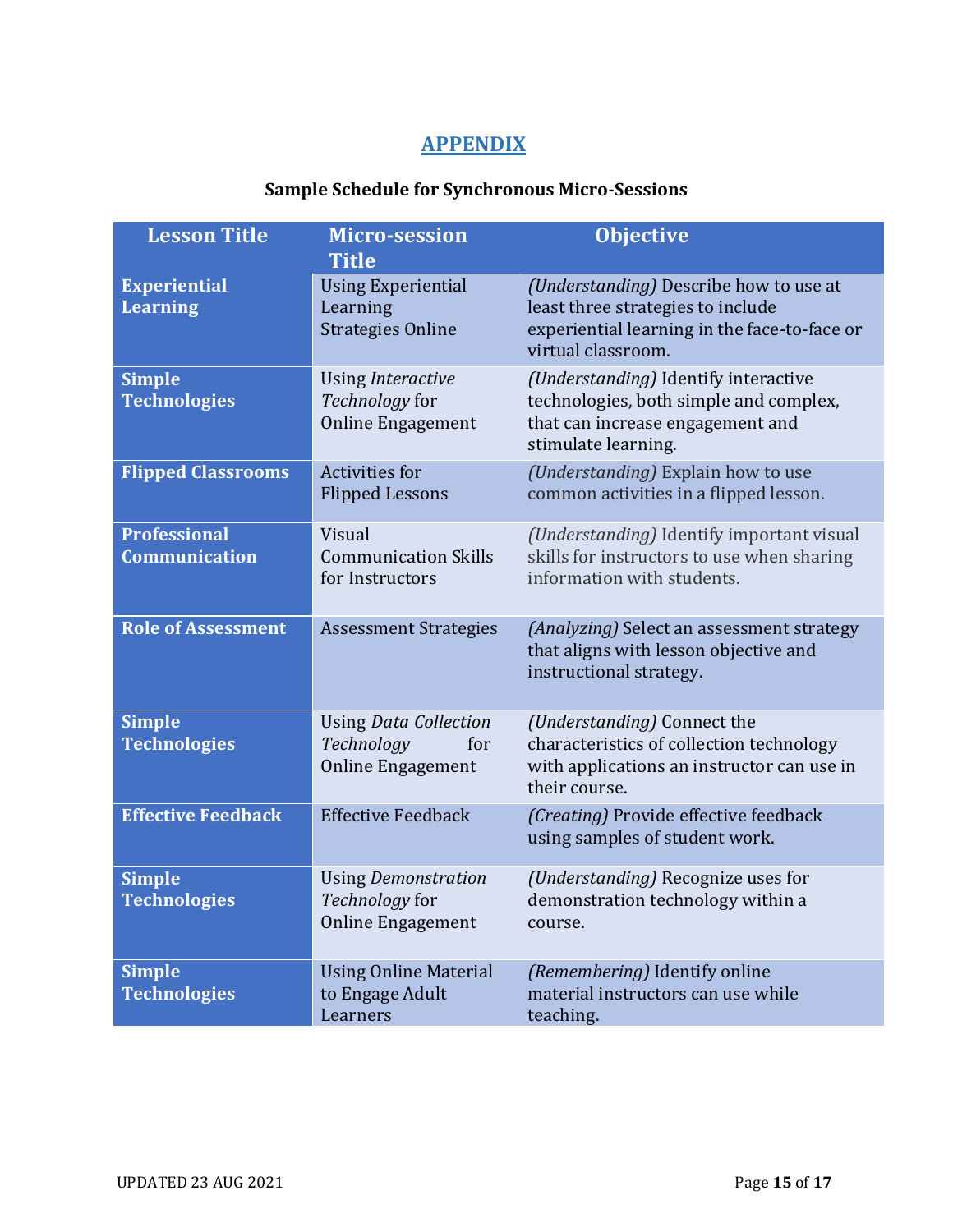# APPENDIX

**Sample Schedule for Synchronous Micro-Sessions**

| Lesson Title | Micro-session Title | Objective |
|---|---|---|
| **Experiential Learning** | Using Experiential Learning Strategies Online | *(Understanding)* Describe how to use at least three strategies to include experiential learning in the face-to-face or virtual classroom. |
| **Simple Technologies** | Using *Interactive Technology* for Online Engagement | *(Understanding)* Identify interactive technologies, both simple and complex, that can increase engagement and stimulate learning. |
| **Flipped Classrooms** | Activities for Flipped Lessons | *(Understanding)* Explain how to use common activities in a flipped lesson. |
| **Professional Communication** | Visual Communication Skills for Instructors | *(Understanding)* Identify important visual skills for instructors to use when sharing information with students. |
| **Role of Assessment** | Assessment Strategies | *(Analyzing)* Select an assessment strategy that aligns with lesson objective and instructional strategy. |
| **Simple Technologies** | Using *Data Collection Technology* for Online Engagement | *(Understanding)* Connect the characteristics of collection technology with applications an instructor can use in their course. |
| **Effective Feedback** | Effective Feedback | *(Creating)* Provide effective feedback using samples of student work. |
| **Simple Technologies** | Using *Demonstration Technology* for Online Engagement | *(Understanding)* Recognize uses for demonstration technology within a course. |
| **Simple Technologies** | Using Online Material to Engage Adult Learners | *(Remembering)* Identify online material instructors can use while teaching. |

UPDATED 23 AUG 2021